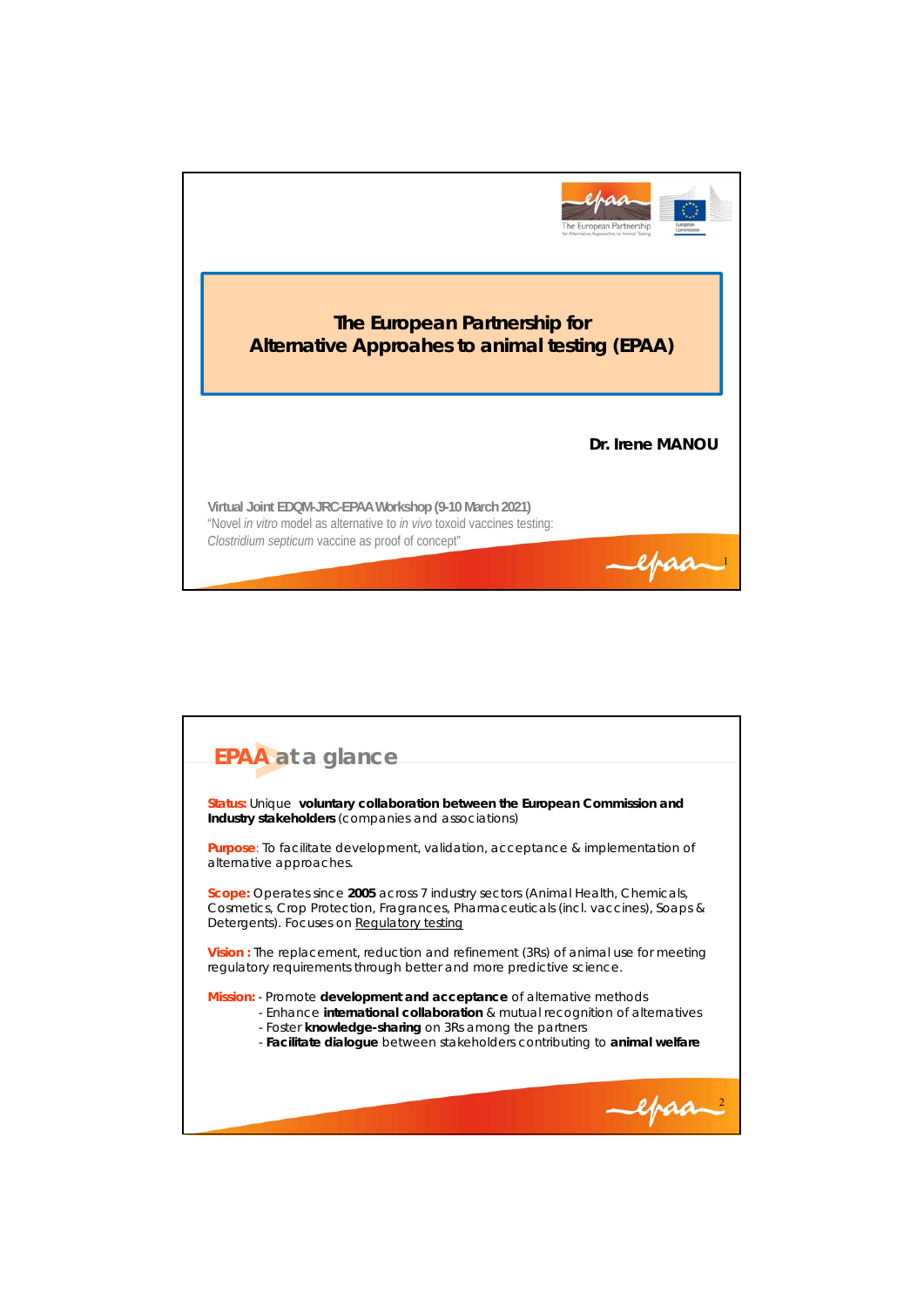# The European Partnership for Alternative Approahes to animal testing (EPAA)

**Dr. Irene MANOU**

Virtual Joint EDQM-JRC-EPAA Workshop (9-10 March 2021)
"Novel *in vitro* model as alternative to *in vivo* toxoid vaccines testing: *Clostridium septicum* vaccine as proof of concept"

## EPAA at a glance

**Status:** Unique **voluntary collaboration between the European Commission and Industry stakeholders** (companies and associations)

**Purpose**: To facilitate development, validation, acceptance & implementation of alternative approaches.

**Scope:** Operates since **2005** across 7 industry sectors (Animal Health, Chemicals, Cosmetics, Crop Protection, Fragrances, Pharmaceuticals (incl. vaccines), Soaps & Detergents). Focuses on Regulatory testing

**Vision :** The replacement, reduction and refinement (3Rs) of animal use for meeting regulatory requirements through better and more predictive science.

**Mission:**
- Promote **development and acceptance** of alternative methods
- Enhance **international collaboration** & mutual recognition of alternatives
- Foster **knowledge-sharing** on 3Rs among the partners
- **Facilitate dialogue** between stakeholders contributing to **animal welfare**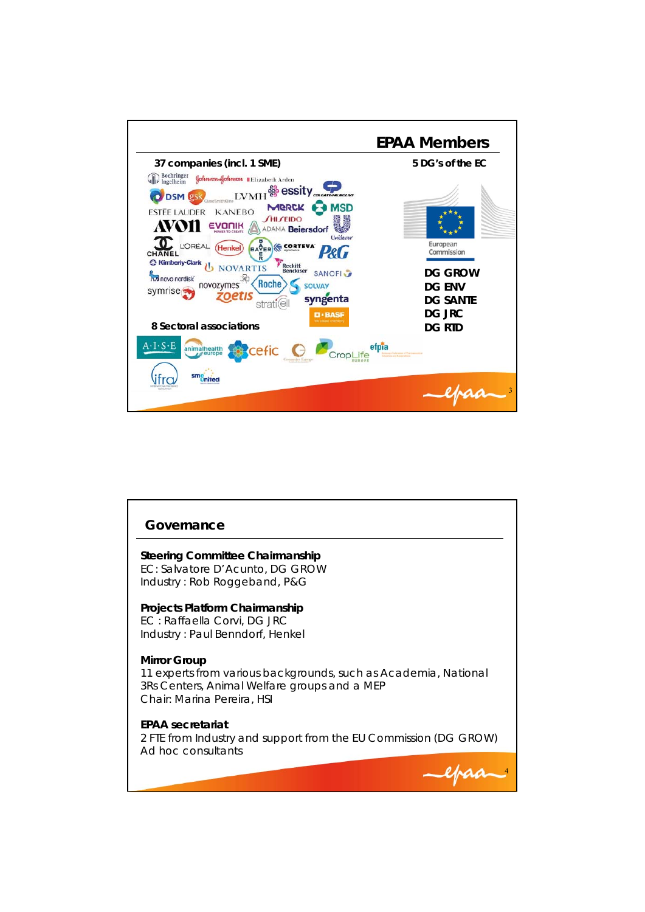## EPAA Members

**37 companies (incl. 1 SME)**

Boehringer Ingelheim, Johnson & Johnson, Elizabeth Arden, essity, Colgate-Palmolive, DSM, gsk, LVMH, Estée Lauder, Kanebo, Merck, MSD, Avon, Evonik, Shiseido, Adama, Beiersdorf, Unilever, Chanel, L'Oréal, Henkel, Bayer, Corteva, P&G, Kimberly-Clark, Novartis, Reckitt Benckiser, Sanofi, novo nordisk, novozymes, Roche, Solvay, symrise, zoetis, stratiCELL, syngenta, BASF

**8 Sectoral associations**

A.I.S.E, animalhealth europe, cefic, Cosmetics Europe, CropLife Europe, efpia, ifra, sme united

**5 DG's of the EC**

European Commission

- DG GROW
- DG ENV
- DG SANTE
- DG JRC
- DG RTD

## Governance

**Steering Committee Chairmanship**
EC: Salvatore D'Acunto, DG GROW
Industry : Rob Roggeband, P&G

**Projects Platform Chairmanship**
EC : Raffaella Corvi, DG JRC
Industry : Paul Benndorf, Henkel

**Mirror Group**
11 experts from various backgrounds, such as Academia, National 3Rs Centers, Animal Welfare groups and a MEP
Chair: Marina Pereira, HSI

**EPAA secretariat**
2 FTE from Industry and support from the EU Commission (DG GROW)
Ad hoc consultants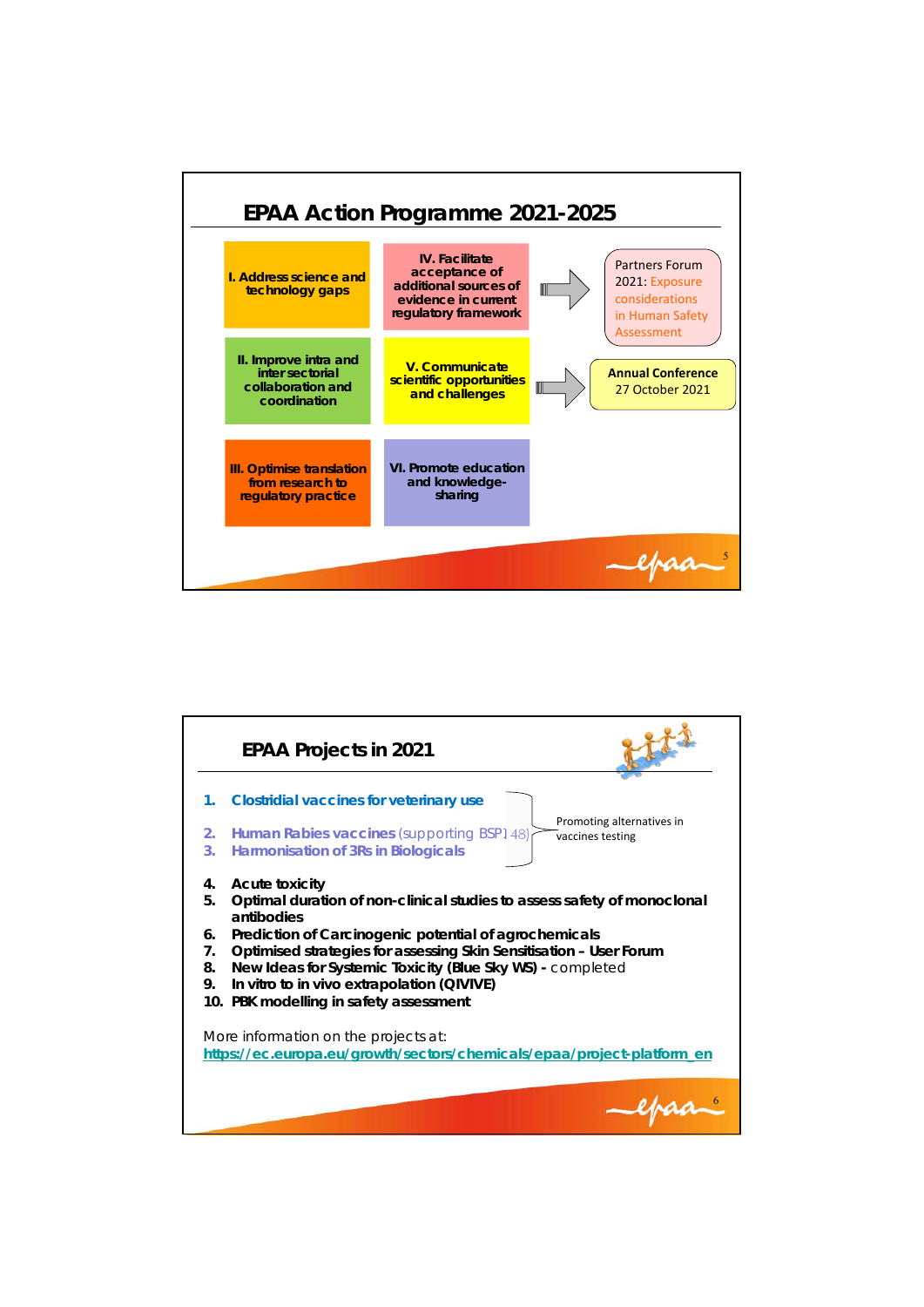## EPAA Action Programme 2021-2025

**I. Address science and technology gaps**

**II. Improve intra and inter sectorial collaboration and coordination**

**III. Optimise translation from research to regulatory practice**

**IV. Facilitate acceptance of additional sources of evidence in current regulatory framework**

→ Partners Forum 2021: Exposure considerations in Human Safety Assessment

**V. Communicate scientific opportunities and challenges**

→ **Annual Conference** 27 October 2021

**VI. Promote education and knowledge-sharing**

## EPAA Projects in 2021

1. **Clostridial vaccines for veterinary use**
2. **Human Rabies vaccines** (supporting BSP148)
3. **Harmonisation of 3Rs in Biologicals**

(1–3: Promoting alternatives in vaccines testing)

4. **Acute toxicity**
5. **Optimal duration of non-clinical studies to assess safety of monoclonal antibodies**
6. **Prediction of Carcinogenic potential of agrochemicals**
7. **Optimised strategies for assessing Skin Sensitisation – User Forum**
8. **New Ideas for Systemic Toxicity (Blue Sky WS)** - completed
9. **In vitro to in vivo extrapolation (QIVIVE)**
10. **PBK modelling in safety assessment**

More information on the projects at:
https://ec.europa.eu/growth/sectors/chemicals/epaa/project-platform_en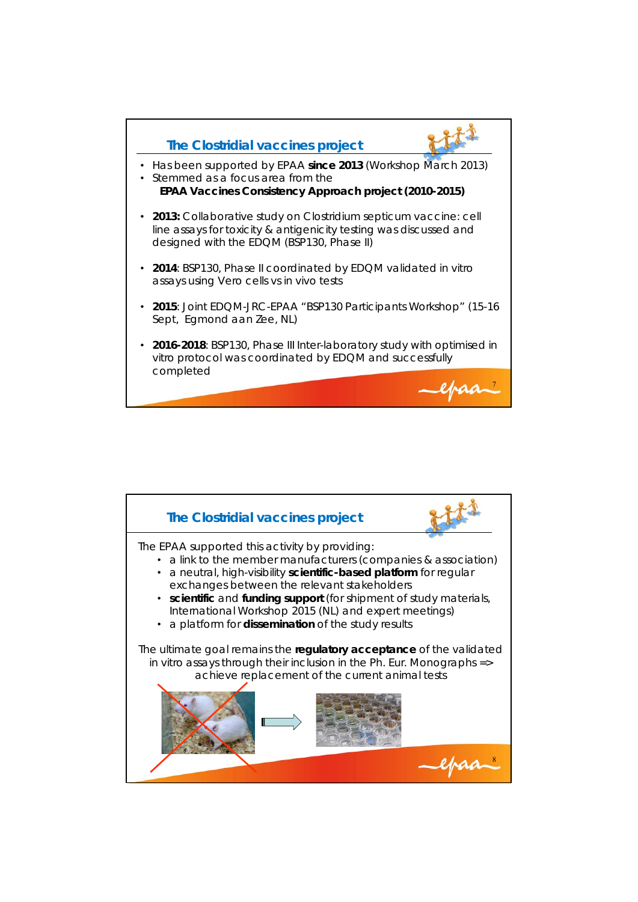## The Clostridial vaccines project

- Has been supported by EPAA **since 2013** (Workshop March 2013)
- Stemmed as a focus area from the
  **EPAA Vaccines Consistency Approach project (2010-2015)**
- **2013:** Collaborative study on Clostridium septicum vaccine: cell line assays for toxicity & antigenicity testing was discussed and designed with the EDQM (BSP130, Phase II)
- **2014**: BSP130, Phase II coordinated by EDQM validated in vitro assays using Vero cells vs in vivo tests
- **2015**: Joint EDQM-JRC-EPAA "BSP130 Participants Workshop" (15-16 Sept, Egmond aan Zee, NL)
- **2016-2018**: BSP130, Phase III Inter-laboratory study with optimised in vitro protocol was coordinated by EDQM and successfully completed

## The Clostridial vaccines project

The EPAA supported this activity by providing:

- a link to the member manufacturers (companies & association)
- a neutral, high-visibility **scientific-based platform** for regular exchanges between the relevant stakeholders
- **scientific** and **funding support** (for shipment of study materials, International Workshop 2015 (NL) and expert meetings)
- a platform for **dissemination** of the study results

The ultimate goal remains the **regulatory acceptance** of the validated in vitro assays through their inclusion in the Ph. Eur. Monographs => achieve replacement of the current animal tests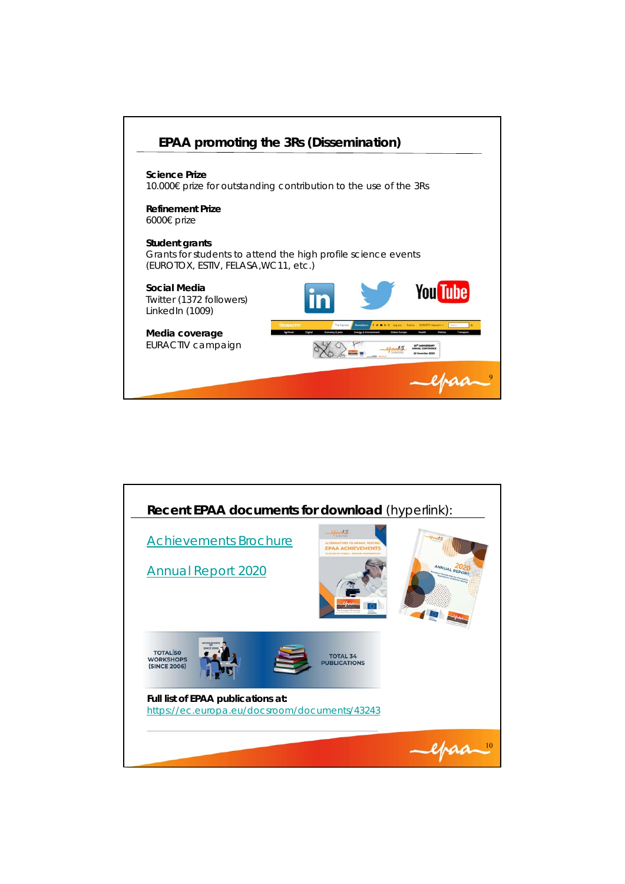## EPAA promoting the 3Rs (Dissemination)

**Science Prize**
10.000€ prize for outstanding contribution to the use of the 3Rs

**Refinement Prize**
6000€ prize

**Student grants**
Grants for students to attend the high profile science events (EUROTOX, ESTIV, FELASA, WC11, etc.)

**Social Media**
Twitter (1372 followers)
LinkedIn (1009)

**Media coverage**
EURACTIV campaign

## Recent EPAA documents for download (hyperlink):

Achievements Brochure

Annual Report 2020

TOTAL 50 WORKSHOPS (SINCE 2006)

TOTAL 34 PUBLICATIONS

**Full list of EPAA publications at:**
https://ec.europa.eu/docsroom/documents/43243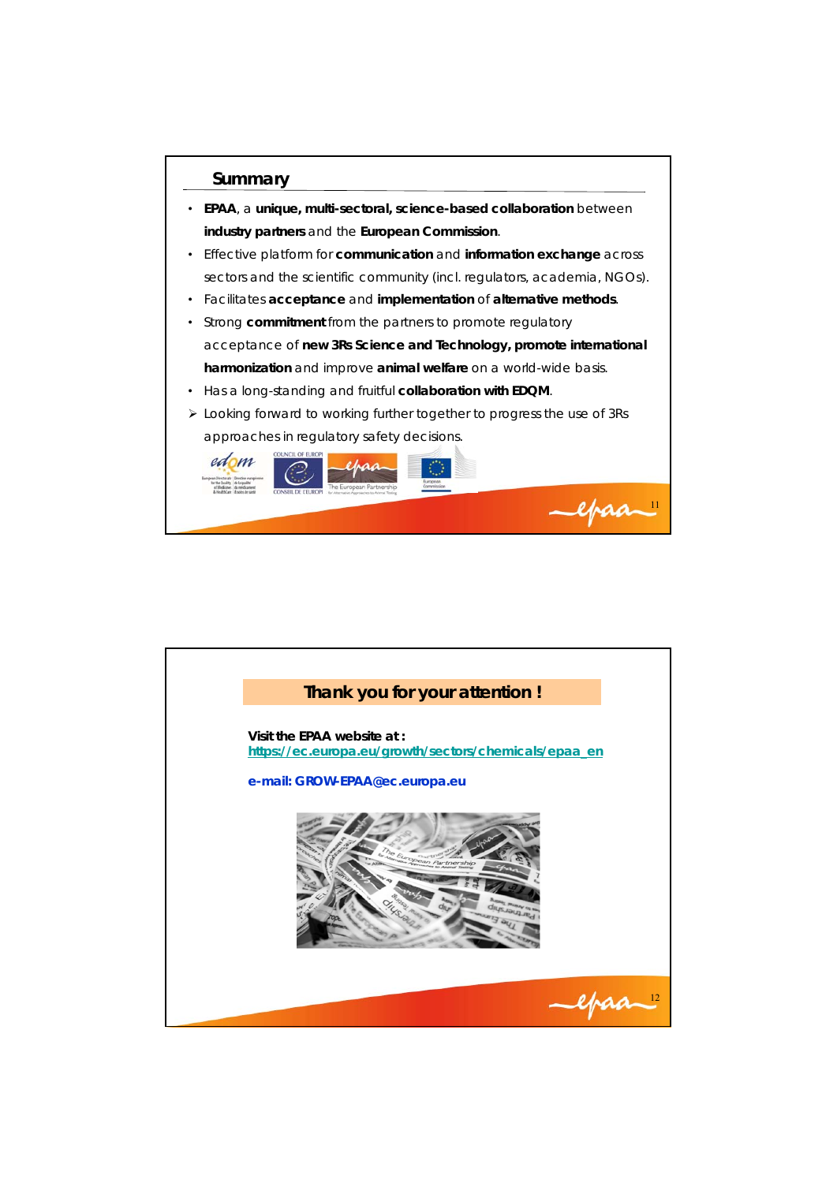## Summary

- **EPAA**, a **unique, multi-sectoral, science-based collaboration** between **industry partners** and the **European Commission**.
- Effective platform for **communication** and **information exchange** across sectors and the scientific community (incl. regulators, academia, NGOs).
- Facilitates **acceptance** and **implementation** of **alternative methods**.
- Strong **commitment** from the partners to promote regulatory acceptance of **new 3Rs Science and Technology, promote international harmonization** and improve **animal welfare** on a world-wide basis.
- Has a long-standing and fruitful **collaboration with EDQM**.

➢ Looking forward to working further together to progress the use of 3Rs approaches in regulatory safety decisions.

## Thank you for your attention !

**Visit the EPAA website at :**
https://ec.europa.eu/growth/sectors/chemicals/epaa_en

**e-mail: GROW-EPAA@ec.europa.eu**